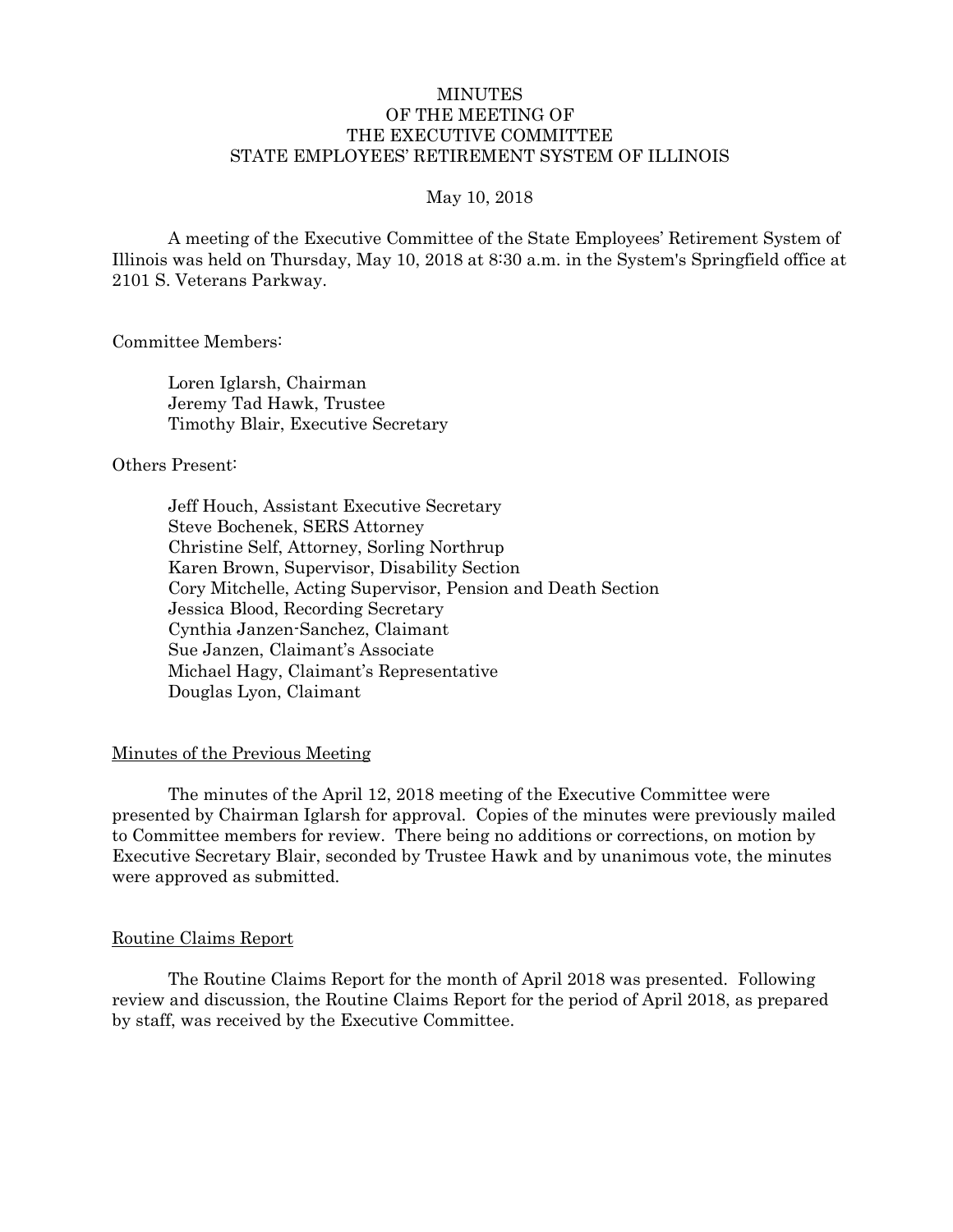# MINUTES
# OF THE MEETING OF
# THE EXECUTIVE COMMITTEE
# STATE EMPLOYEES' RETIREMENT SYSTEM OF ILLINOIS

May 10, 2018

A meeting of the Executive Committee of the State Employees' Retirement System of Illinois was held on Thursday, May 10, 2018 at 8:30 a.m. in the System's Springfield office at 2101 S. Veterans Parkway.

Committee Members:

Loren Iglarsh, Chairman
Jeremy Tad Hawk, Trustee
Timothy Blair, Executive Secretary

Others Present:

Jeff Houch, Assistant Executive Secretary
Steve Bochenek, SERS Attorney
Christine Self, Attorney, Sorling Northrup
Karen Brown, Supervisor, Disability Section
Cory Mitchelle, Acting Supervisor, Pension and Death Section
Jessica Blood, Recording Secretary
Cynthia Janzen-Sanchez, Claimant
Sue Janzen, Claimant's Associate
Michael Hagy, Claimant's Representative
Douglas Lyon, Claimant

## Minutes of the Previous Meeting

The minutes of the April 12, 2018 meeting of the Executive Committee were presented by Chairman Iglarsh for approval. Copies of the minutes were previously mailed to Committee members for review. There being no additions or corrections, on motion by Executive Secretary Blair, seconded by Trustee Hawk and by unanimous vote, the minutes were approved as submitted.

## Routine Claims Report

The Routine Claims Report for the month of April 2018 was presented. Following review and discussion, the Routine Claims Report for the period of April 2018, as prepared by staff, was received by the Executive Committee.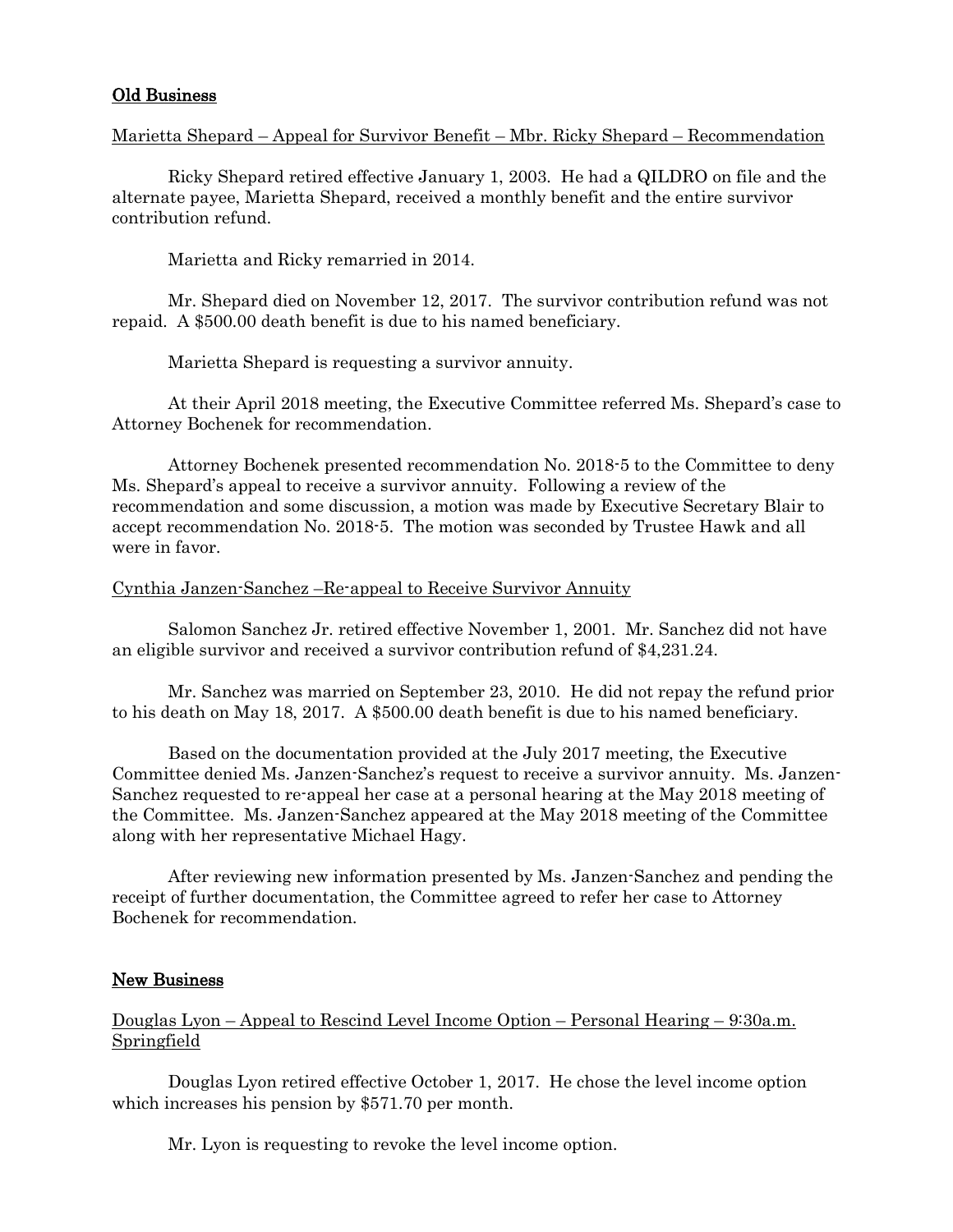## Old Business

Marietta Shepard – Appeal for Survivor Benefit – Mbr. Ricky Shepard – Recommendation

Ricky Shepard retired effective January 1, 2003. He had a QILDRO on file and the alternate payee, Marietta Shepard, received a monthly benefit and the entire survivor contribution refund.

Marietta and Ricky remarried in 2014.

Mr. Shepard died on November 12, 2017. The survivor contribution refund was not repaid. A $500.00 death benefit is due to his named beneficiary.

Marietta Shepard is requesting a survivor annuity.

At their April 2018 meeting, the Executive Committee referred Ms. Shepard's case to Attorney Bochenek for recommendation.

Attorney Bochenek presented recommendation No. 2018-5 to the Committee to deny Ms. Shepard's appeal to receive a survivor annuity. Following a review of the recommendation and some discussion, a motion was made by Executive Secretary Blair to accept recommendation No. 2018-5. The motion was seconded by Trustee Hawk and all were in favor.

Cynthia Janzen-Sanchez –Re-appeal to Receive Survivor Annuity

Salomon Sanchez Jr. retired effective November 1, 2001. Mr. Sanchez did not have an eligible survivor and received a survivor contribution refund of $4,231.24.

Mr. Sanchez was married on September 23, 2010. He did not repay the refund prior to his death on May 18, 2017. A $500.00 death benefit is due to his named beneficiary.

Based on the documentation provided at the July 2017 meeting, the Executive Committee denied Ms. Janzen-Sanchez's request to receive a survivor annuity. Ms. Janzen-Sanchez requested to re-appeal her case at a personal hearing at the May 2018 meeting of the Committee. Ms. Janzen-Sanchez appeared at the May 2018 meeting of the Committee along with her representative Michael Hagy.

After reviewing new information presented by Ms. Janzen-Sanchez and pending the receipt of further documentation, the Committee agreed to refer her case to Attorney Bochenek for recommendation.

## New Business

Douglas Lyon – Appeal to Rescind Level Income Option – Personal Hearing – 9:30a.m. Springfield

Douglas Lyon retired effective October 1, 2017. He chose the level income option which increases his pension by $571.70 per month.

Mr. Lyon is requesting to revoke the level income option.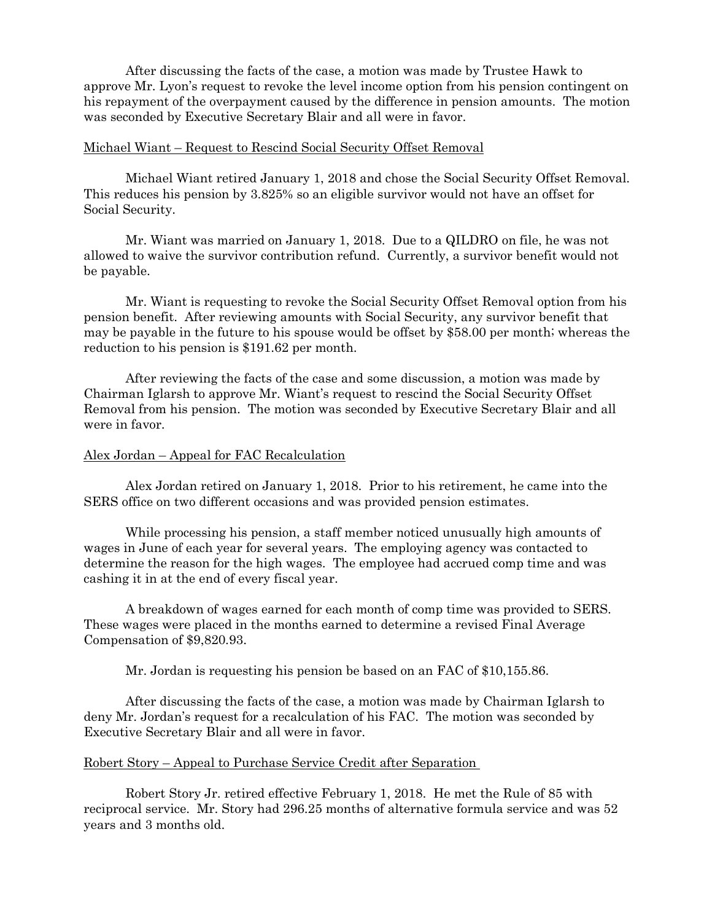After discussing the facts of the case, a motion was made by Trustee Hawk to approve Mr. Lyon's request to revoke the level income option from his pension contingent on his repayment of the overpayment caused by the difference in pension amounts. The motion was seconded by Executive Secretary Blair and all were in favor.

Michael Wiant – Request to Rescind Social Security Offset Removal

Michael Wiant retired January 1, 2018 and chose the Social Security Offset Removal. This reduces his pension by 3.825% so an eligible survivor would not have an offset for Social Security.

Mr. Wiant was married on January 1, 2018. Due to a QILDRO on file, he was not allowed to waive the survivor contribution refund. Currently, a survivor benefit would not be payable.

Mr. Wiant is requesting to revoke the Social Security Offset Removal option from his pension benefit. After reviewing amounts with Social Security, any survivor benefit that may be payable in the future to his spouse would be offset by $58.00 per month; whereas the reduction to his pension is $191.62 per month.

After reviewing the facts of the case and some discussion, a motion was made by Chairman Iglarsh to approve Mr. Wiant's request to rescind the Social Security Offset Removal from his pension. The motion was seconded by Executive Secretary Blair and all were in favor.

Alex Jordan – Appeal for FAC Recalculation

Alex Jordan retired on January 1, 2018. Prior to his retirement, he came into the SERS office on two different occasions and was provided pension estimates.

While processing his pension, a staff member noticed unusually high amounts of wages in June of each year for several years. The employing agency was contacted to determine the reason for the high wages. The employee had accrued comp time and was cashing it in at the end of every fiscal year.

A breakdown of wages earned for each month of comp time was provided to SERS. These wages were placed in the months earned to determine a revised Final Average Compensation of $9,820.93.

Mr. Jordan is requesting his pension be based on an FAC of $10,155.86.

After discussing the facts of the case, a motion was made by Chairman Iglarsh to deny Mr. Jordan's request for a recalculation of his FAC. The motion was seconded by Executive Secretary Blair and all were in favor.

Robert Story – Appeal to Purchase Service Credit after Separation

Robert Story Jr. retired effective February 1, 2018. He met the Rule of 85 with reciprocal service. Mr. Story had 296.25 months of alternative formula service and was 52 years and 3 months old.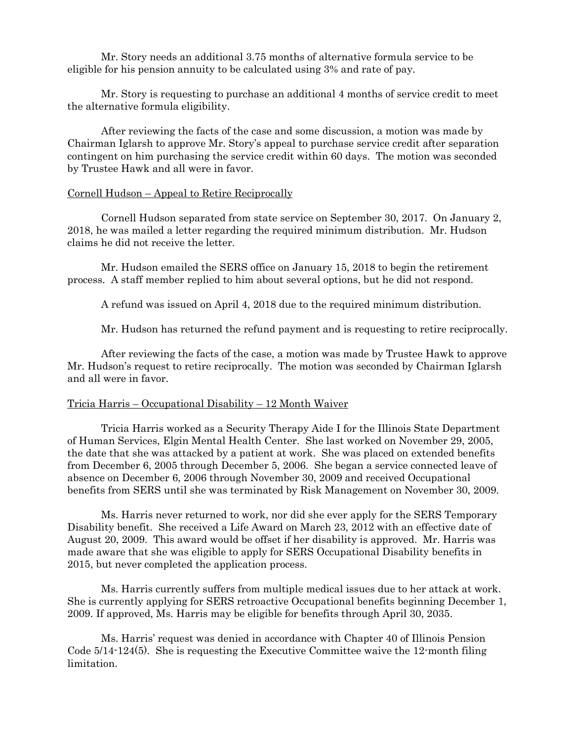Mr. Story needs an additional 3.75 months of alternative formula service to be eligible for his pension annuity to be calculated using 3% and rate of pay.

Mr. Story is requesting to purchase an additional 4 months of service credit to meet the alternative formula eligibility.

After reviewing the facts of the case and some discussion, a motion was made by Chairman Iglarsh to approve Mr. Story's appeal to purchase service credit after separation contingent on him purchasing the service credit within 60 days. The motion was seconded by Trustee Hawk and all were in favor.

Cornell Hudson – Appeal to Retire Reciprocally

Cornell Hudson separated from state service on September 30, 2017. On January 2, 2018, he was mailed a letter regarding the required minimum distribution. Mr. Hudson claims he did not receive the letter.

Mr. Hudson emailed the SERS office on January 15, 2018 to begin the retirement process. A staff member replied to him about several options, but he did not respond.

A refund was issued on April 4, 2018 due to the required minimum distribution.

Mr. Hudson has returned the refund payment and is requesting to retire reciprocally.

After reviewing the facts of the case, a motion was made by Trustee Hawk to approve Mr. Hudson's request to retire reciprocally. The motion was seconded by Chairman Iglarsh and all were in favor.

Tricia Harris – Occupational Disability – 12 Month Waiver

Tricia Harris worked as a Security Therapy Aide I for the Illinois State Department of Human Services, Elgin Mental Health Center. She last worked on November 29, 2005, the date that she was attacked by a patient at work. She was placed on extended benefits from December 6, 2005 through December 5, 2006. She began a service connected leave of absence on December 6, 2006 through November 30, 2009 and received Occupational benefits from SERS until she was terminated by Risk Management on November 30, 2009.

Ms. Harris never returned to work, nor did she ever apply for the SERS Temporary Disability benefit. She received a Life Award on March 23, 2012 with an effective date of August 20, 2009. This award would be offset if her disability is approved. Mr. Harris was made aware that she was eligible to apply for SERS Occupational Disability benefits in 2015, but never completed the application process.

Ms. Harris currently suffers from multiple medical issues due to her attack at work. She is currently applying for SERS retroactive Occupational benefits beginning December 1, 2009. If approved, Ms. Harris may be eligible for benefits through April 30, 2035.

Ms. Harris' request was denied in accordance with Chapter 40 of Illinois Pension Code 5/14-124(5). She is requesting the Executive Committee waive the 12-month filing limitation.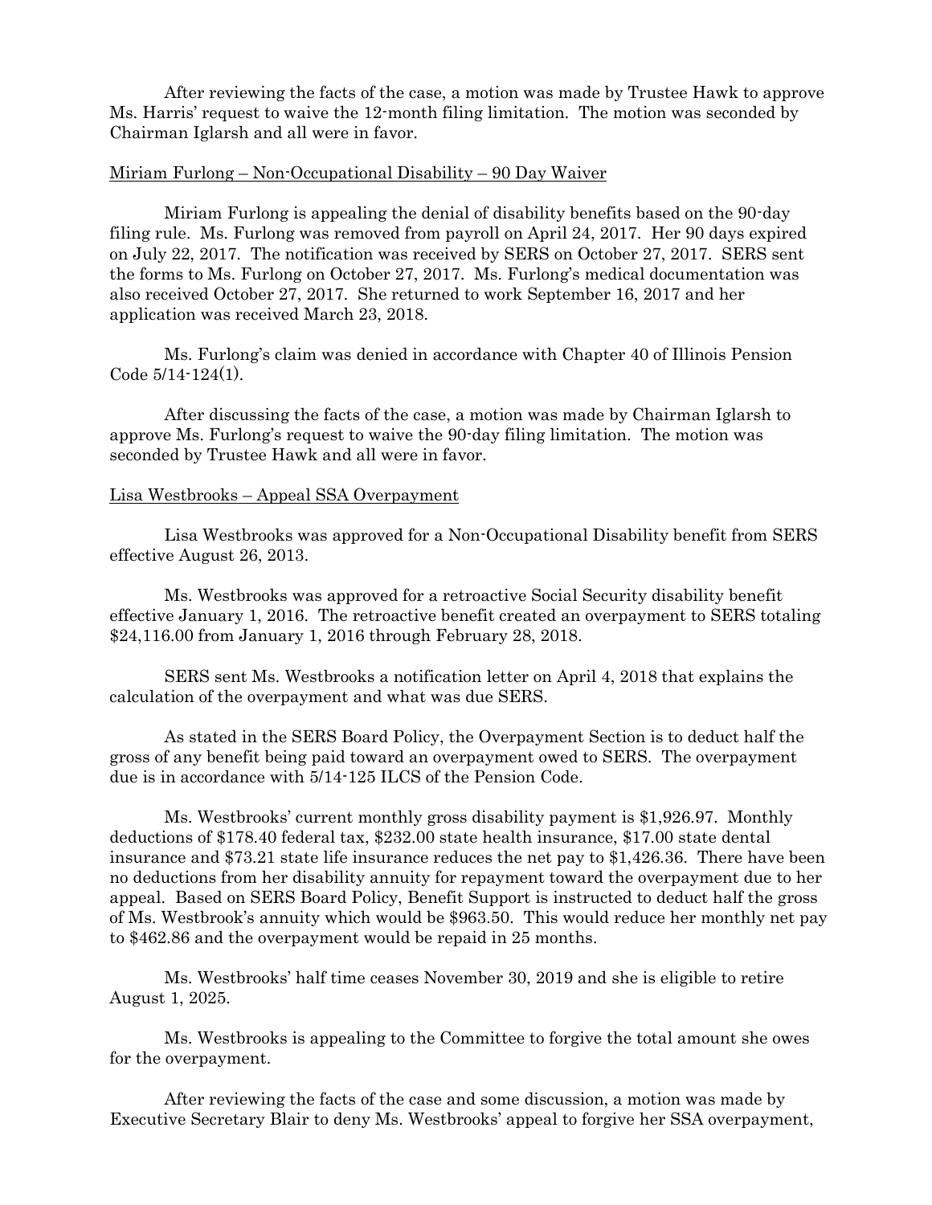After reviewing the facts of the case, a motion was made by Trustee Hawk to approve Ms. Harris' request to waive the 12-month filing limitation. The motion was seconded by Chairman Iglarsh and all were in favor.

Miriam Furlong – Non-Occupational Disability – 90 Day Waiver

Miriam Furlong is appealing the denial of disability benefits based on the 90-day filing rule. Ms. Furlong was removed from payroll on April 24, 2017. Her 90 days expired on July 22, 2017. The notification was received by SERS on October 27, 2017. SERS sent the forms to Ms. Furlong on October 27, 2017. Ms. Furlong's medical documentation was also received October 27, 2017. She returned to work September 16, 2017 and her application was received March 23, 2018.

Ms. Furlong's claim was denied in accordance with Chapter 40 of Illinois Pension Code 5/14-124(1).

After discussing the facts of the case, a motion was made by Chairman Iglarsh to approve Ms. Furlong's request to waive the 90-day filing limitation. The motion was seconded by Trustee Hawk and all were in favor.

Lisa Westbrooks – Appeal SSA Overpayment

Lisa Westbrooks was approved for a Non-Occupational Disability benefit from SERS effective August 26, 2013.

Ms. Westbrooks was approved for a retroactive Social Security disability benefit effective January 1, 2016. The retroactive benefit created an overpayment to SERS totaling $24,116.00 from January 1, 2016 through February 28, 2018.

SERS sent Ms. Westbrooks a notification letter on April 4, 2018 that explains the calculation of the overpayment and what was due SERS.

As stated in the SERS Board Policy, the Overpayment Section is to deduct half the gross of any benefit being paid toward an overpayment owed to SERS. The overpayment due is in accordance with 5/14-125 ILCS of the Pension Code.

Ms. Westbrooks' current monthly gross disability payment is $1,926.97. Monthly deductions of $178.40 federal tax, $232.00 state health insurance, $17.00 state dental insurance and $73.21 state life insurance reduces the net pay to $1,426.36. There have been no deductions from her disability annuity for repayment toward the overpayment due to her appeal. Based on SERS Board Policy, Benefit Support is instructed to deduct half the gross of Ms. Westbrook's annuity which would be $963.50. This would reduce her monthly net pay to $462.86 and the overpayment would be repaid in 25 months.

Ms. Westbrooks' half time ceases November 30, 2019 and she is eligible to retire August 1, 2025.

Ms. Westbrooks is appealing to the Committee to forgive the total amount she owes for the overpayment.

After reviewing the facts of the case and some discussion, a motion was made by Executive Secretary Blair to deny Ms. Westbrooks' appeal to forgive her SSA overpayment,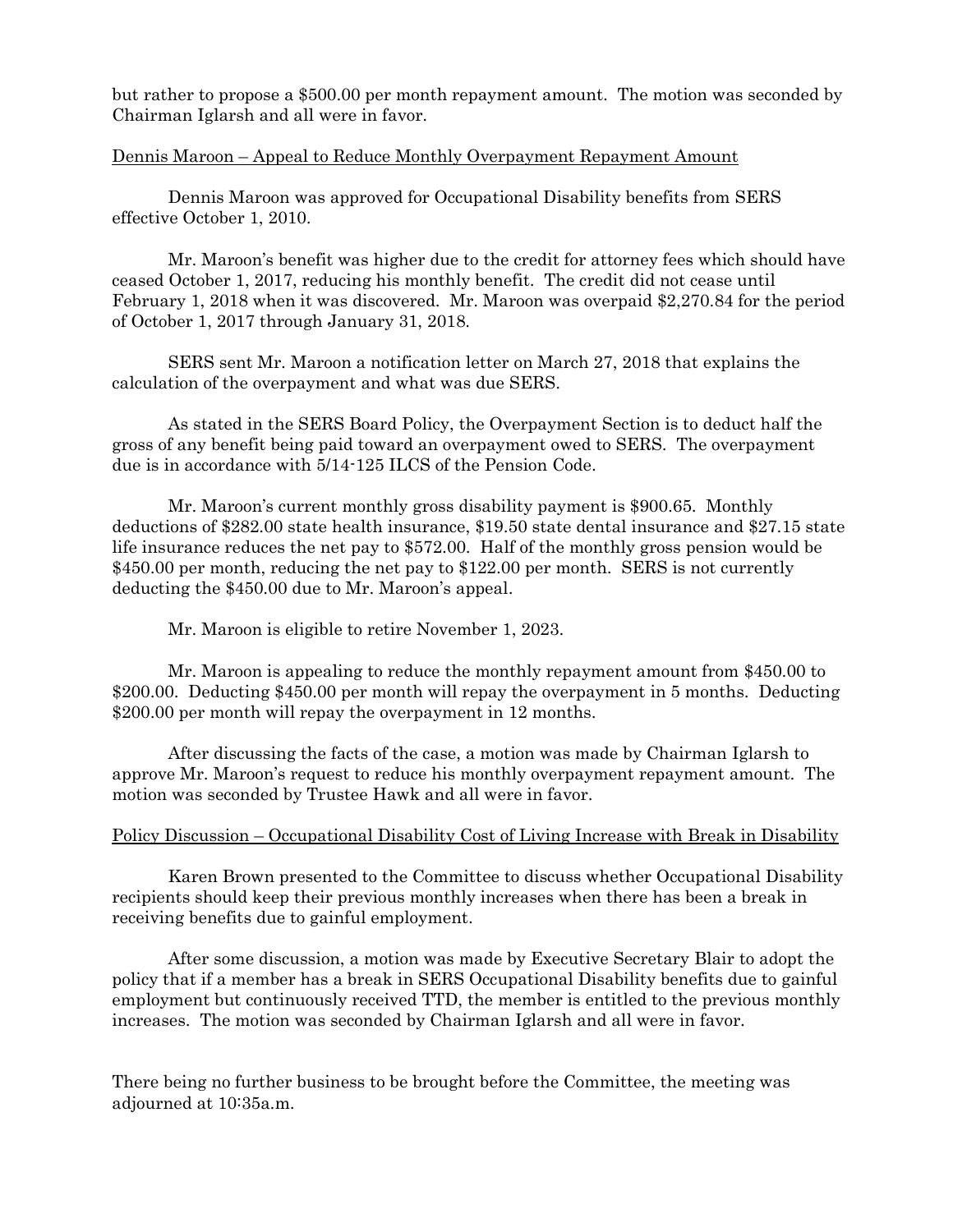but rather to propose a $500.00 per month repayment amount. The motion was seconded by Chairman Iglarsh and all were in favor.

Dennis Maroon – Appeal to Reduce Monthly Overpayment Repayment Amount

Dennis Maroon was approved for Occupational Disability benefits from SERS effective October 1, 2010.

Mr. Maroon's benefit was higher due to the credit for attorney fees which should have ceased October 1, 2017, reducing his monthly benefit. The credit did not cease until February 1, 2018 when it was discovered. Mr. Maroon was overpaid $2,270.84 for the period of October 1, 2017 through January 31, 2018.

SERS sent Mr. Maroon a notification letter on March 27, 2018 that explains the calculation of the overpayment and what was due SERS.

As stated in the SERS Board Policy, the Overpayment Section is to deduct half the gross of any benefit being paid toward an overpayment owed to SERS. The overpayment due is in accordance with 5/14-125 ILCS of the Pension Code.

Mr. Maroon's current monthly gross disability payment is $900.65. Monthly deductions of $282.00 state health insurance, $19.50 state dental insurance and $27.15 state life insurance reduces the net pay to $572.00. Half of the monthly gross pension would be $450.00 per month, reducing the net pay to $122.00 per month. SERS is not currently deducting the $450.00 due to Mr. Maroon's appeal.

Mr. Maroon is eligible to retire November 1, 2023.

Mr. Maroon is appealing to reduce the monthly repayment amount from $450.00 to $200.00. Deducting $450.00 per month will repay the overpayment in 5 months. Deducting $200.00 per month will repay the overpayment in 12 months.

After discussing the facts of the case, a motion was made by Chairman Iglarsh to approve Mr. Maroon's request to reduce his monthly overpayment repayment amount. The motion was seconded by Trustee Hawk and all were in favor.

Policy Discussion – Occupational Disability Cost of Living Increase with Break in Disability

Karen Brown presented to the Committee to discuss whether Occupational Disability recipients should keep their previous monthly increases when there has been a break in receiving benefits due to gainful employment.

After some discussion, a motion was made by Executive Secretary Blair to adopt the policy that if a member has a break in SERS Occupational Disability benefits due to gainful employment but continuously received TTD, the member is entitled to the previous monthly increases. The motion was seconded by Chairman Iglarsh and all were in favor.

There being no further business to be brought before the Committee, the meeting was adjourned at 10:35a.m.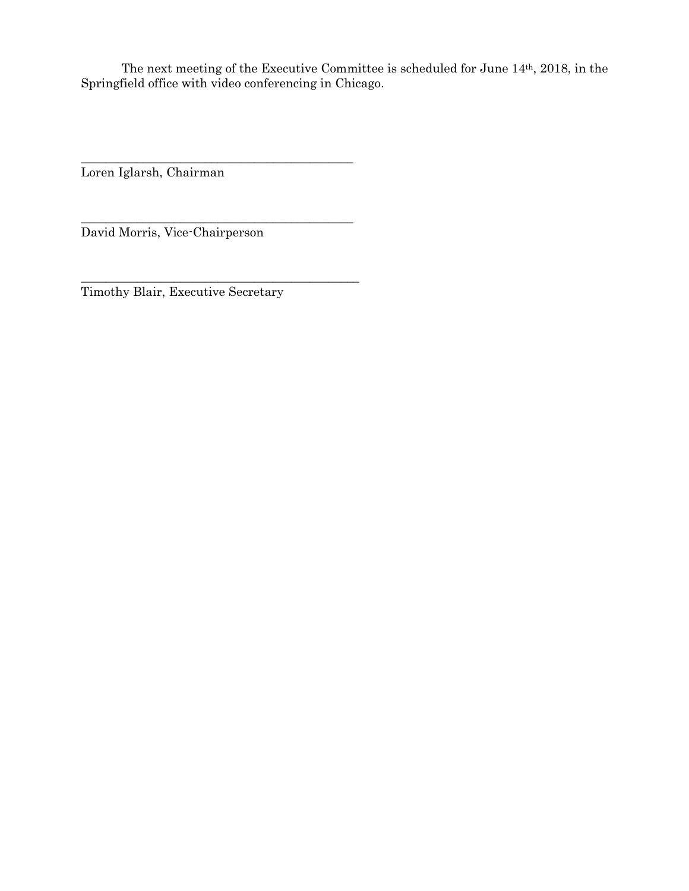The next meeting of the Executive Committee is scheduled for June 14th, 2018, in the Springfield office with video conferencing in Chicago.

_______________________________________________
Loren Iglarsh, Chairman

_______________________________________________
David Morris, Vice-Chairperson

_______________________________________________
Timothy Blair, Executive Secretary